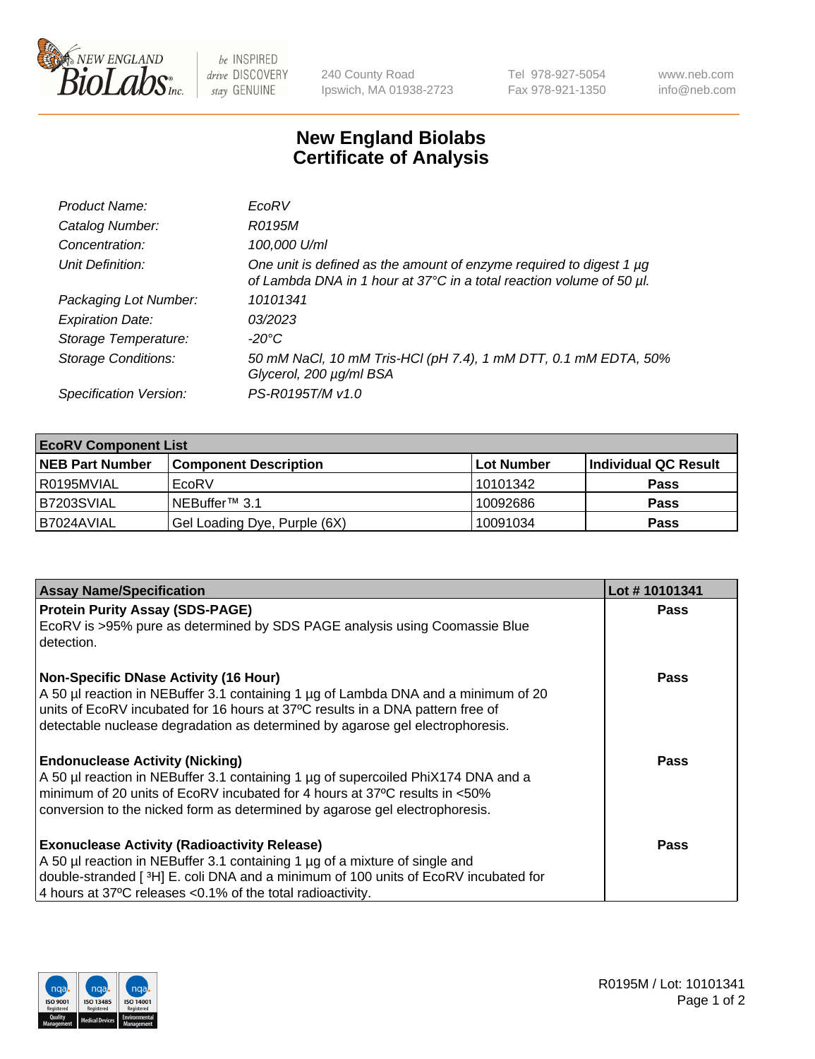# New England Biolabs Certificate of Analysis

| | |
|---|---|
| *Product Name:* | *EcoRV* |
| *Catalog Number:* | *R0195M* |
| *Concentration:* | *100,000 U/ml* |
| *Unit Definition:* | *One unit is defined as the amount of enzyme required to digest 1 µg of Lambda DNA in 1 hour at 37°C in a total reaction volume of 50 µl.* |
| *Packaging Lot Number:* | *10101341* |
| *Expiration Date:* | *03/2023* |
| *Storage Temperature:* | *-20°C* |
| *Storage Conditions:* | *50 mM NaCl, 10 mM Tris-HCl (pH 7.4), 1 mM DTT, 0.1 mM EDTA, 50% Glycerol, 200 µg/ml BSA* |
| *Specification Version:* | *PS-R0195T/M v1.0* |

| EcoRV Component List | | | |
|---|---|---|---|
| **NEB Part Number** | **Component Description** | **Lot Number** | **Individual QC Result** |
| R0195MVIAL | EcoRV | 10101342 | **Pass** |
| B7203SVIAL | NEBuffer™ 3.1 | 10092686 | **Pass** |
| B7024AVIAL | Gel Loading Dye, Purple (6X) | 10091034 | **Pass** |

| Assay Name/Specification | Lot # 10101341 |
|---|---|
| **Protein Purity Assay (SDS-PAGE)**<br>EcoRV is >95% pure as determined by SDS PAGE analysis using Coomassie Blue detection. | **Pass** |
| **Non-Specific DNase Activity (16 Hour)**<br>A 50 µl reaction in NEBuffer 3.1 containing 1 µg of Lambda DNA and a minimum of 20 units of EcoRV incubated for 16 hours at 37ºC results in a DNA pattern free of detectable nuclease degradation as determined by agarose gel electrophoresis. | **Pass** |
| **Endonuclease Activity (Nicking)**<br>A 50 µl reaction in NEBuffer 3.1 containing 1 µg of supercoiled PhiX174 DNA and a minimum of 20 units of EcoRV incubated for 4 hours at 37ºC results in <50% conversion to the nicked form as determined by agarose gel electrophoresis. | **Pass** |
| **Exonuclease Activity (Radioactivity Release)**<br>A 50 µl reaction in NEBuffer 3.1 containing 1 µg of a mixture of single and double-stranded [ $^3$H] E. coli DNA and a minimum of 100 units of EcoRV incubated for 4 hours at 37ºC releases <0.1% of the total radioactivity. | **Pass** |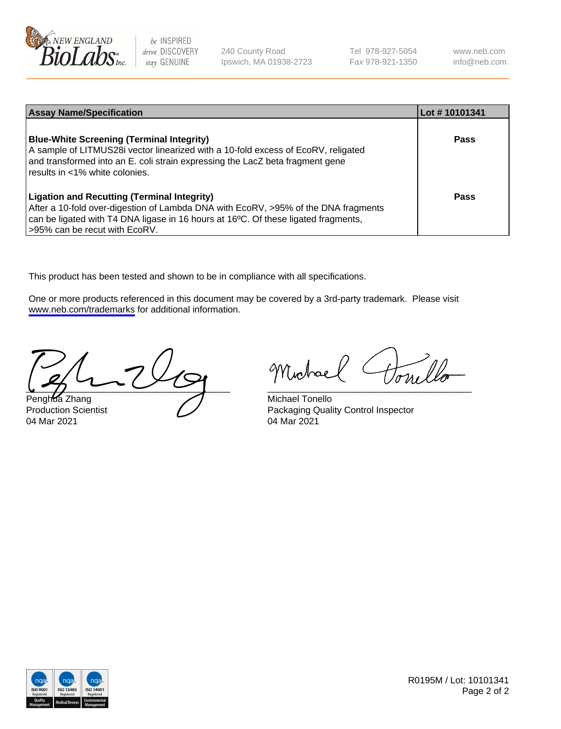| Assay Name/Specification | Lot # 10101341 |
|---|---|
| **Blue-White Screening (Terminal Integrity)**<br>A sample of LITMUS28i vector linearized with a 10-fold excess of EcoRV, religated and transformed into an E. coli strain expressing the LacZ beta fragment gene results in <1% white colonies. | **Pass** |
| **Ligation and Recutting (Terminal Integrity)**<br>After a 10-fold over-digestion of Lambda DNA with EcoRV, >95% of the DNA fragments can be ligated with T4 DNA ligase in 16 hours at 16ºC. Of these ligated fragments, >95% can be recut with EcoRV. | **Pass** |

This product has been tested and shown to be in compliance with all specifications.

One or more products referenced in this document may be covered by a 3rd-party trademark. Please visit www.neb.com/trademarks for additional information.

Penghua Zhang
Production Scientist
04 Mar 2021

Michael Tonello
Packaging Quality Control Inspector
04 Mar 2021

R0195M / Lot: 10101341